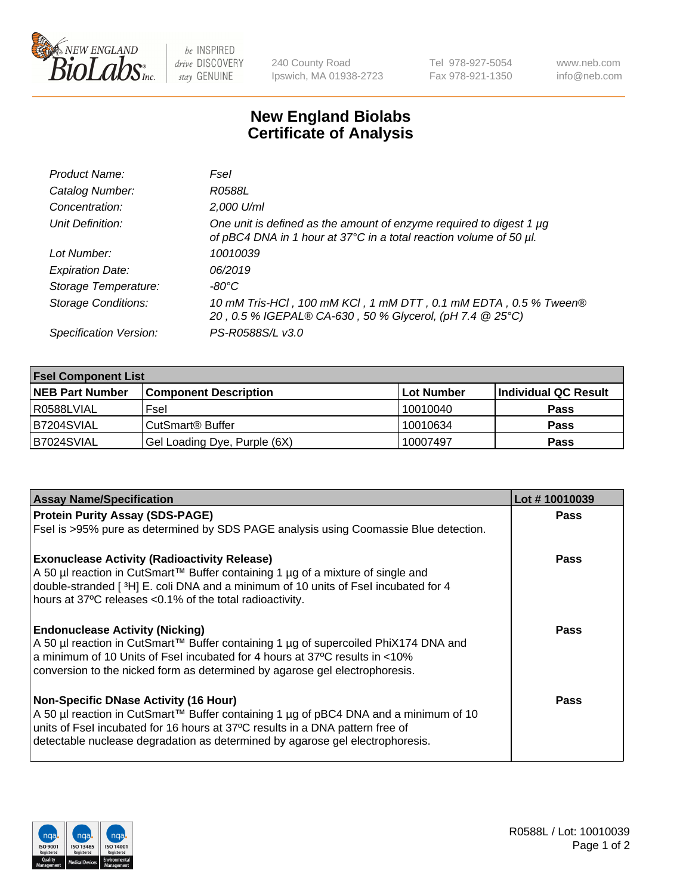# New England Biolabs Certificate of Analysis

| | |
|---|---|
| *Product Name:* | *FseI* |
| *Catalog Number:* | *R0588L* |
| *Concentration:* | *2,000 U/ml* |
| *Unit Definition:* | *One unit is defined as the amount of enzyme required to digest 1 µg of pBC4 DNA in 1 hour at 37°C in a total reaction volume of 50 µl.* |
| *Lot Number:* | *10010039* |
| *Expiration Date:* | *06/2019* |
| *Storage Temperature:* | *-80°C* |
| *Storage Conditions:* | *10 mM Tris-HCl , 100 mM KCl , 1 mM DTT , 0.1 mM EDTA , 0.5 % Tween® 20 , 0.5 % IGEPAL® CA-630 , 50 % Glycerol, (pH 7.4 @ 25°C)* |
| *Specification Version:* | *PS-R0588S/L v3.0* |

| FseI Component List | | | |
|---|---|---|---|
| **NEB Part Number** | **Component Description** | **Lot Number** | **Individual QC Result** |
| R0588LVIAL | FseI | 10010040 | **Pass** |
| B7204SVIAL | CutSmart® Buffer | 10010634 | **Pass** |
| B7024SVIAL | Gel Loading Dye, Purple (6X) | 10007497 | **Pass** |

| Assay Name/Specification | Lot # 10010039 |
|---|---|
| **Protein Purity Assay (SDS-PAGE)**<br>FseI is >95% pure as determined by SDS PAGE analysis using Coomassie Blue detection. | **Pass** |
| **Exonuclease Activity (Radioactivity Release)**<br>A 50 µl reaction in CutSmart™ Buffer containing 1 µg of a mixture of single and double-stranded [ $^3$H] E. coli DNA and a minimum of 10 units of FseI incubated for 4 hours at 37ºC releases <0.1% of the total radioactivity. | **Pass** |
| **Endonuclease Activity (Nicking)**<br>A 50 µl reaction in CutSmart™ Buffer containing 1 µg of supercoiled PhiX174 DNA and a minimum of 10 Units of FseI incubated for 4 hours at 37ºC results in <10% conversion to the nicked form as determined by agarose gel electrophoresis. | **Pass** |
| **Non-Specific DNase Activity (16 Hour)**<br>A 50 µl reaction in CutSmart™ Buffer containing 1 µg of pBC4 DNA and a minimum of 10 units of FseI incubated for 16 hours at 37ºC results in a DNA pattern free of detectable nuclease degradation as determined by agarose gel electrophoresis. | **Pass** |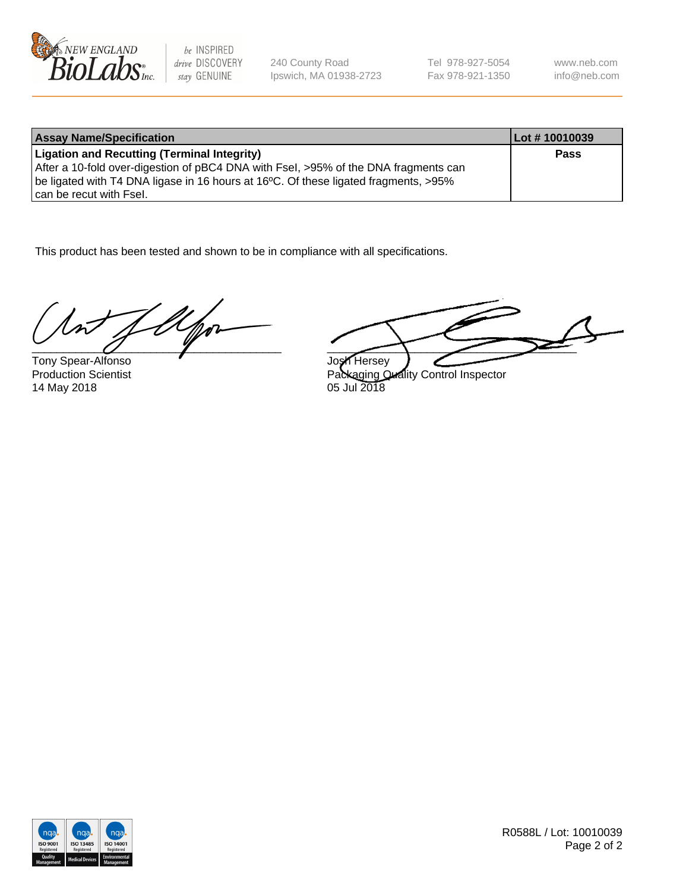| Assay Name/Specification | Lot # 10010039 |
| --- | --- |
| **Ligation and Recutting (Terminal Integrity)**<br>After a 10-fold over-digestion of pBC4 DNA with FseI, >95% of the DNA fragments can be ligated with T4 DNA ligase in 16 hours at 16ºC. Of these ligated fragments, >95% can be recut with FseI. | **Pass** |

This product has been tested and shown to be in compliance with all specifications.

Tony Spear-Alfonso
Production Scientist
14 May 2018

Josh Hersey
Packaging Quality Control Inspector
05 Jul 2018

R0588L / Lot: 10010039